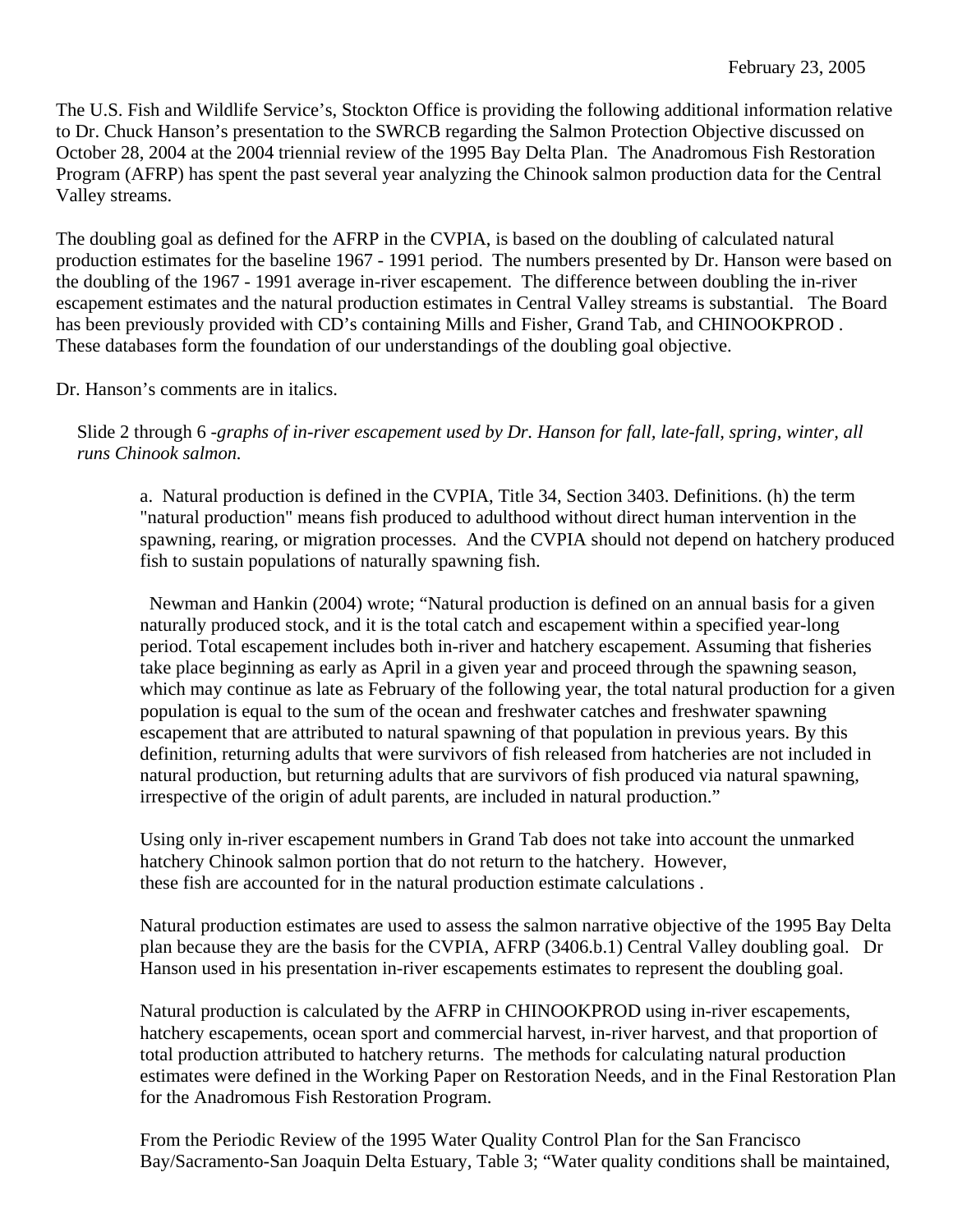February 23, 2005

The U.S. Fish and Wildlife Service's, Stockton Office is providing the following additional information relative to Dr. Chuck Hanson's presentation to the SWRCB regarding the Salmon Protection Objective discussed on October 28, 2004 at the 2004 triennial review of the 1995 Bay Delta Plan. The Anadromous Fish Restoration Program (AFRP) has spent the past several year analyzing the Chinook salmon production data for the Central Valley streams.

The doubling goal as defined for the AFRP in the CVPIA, is based on the doubling of calculated natural production estimates for the baseline 1967 - 1991 period. The numbers presented by Dr. Hanson were based on the doubling of the 1967 - 1991 average in-river escapement. The difference between doubling the in-river escapement estimates and the natural production estimates in Central Valley streams is substantial. The Board has been previously provided with CD's containing Mills and Fisher, Grand Tab, and CHINOOKPROD . These databases form the foundation of our understandings of the doubling goal objective.

Dr. Hanson's comments are in italics.

Slide 2 through 6 -*graphs of in-river escapement used by Dr. Hanson for fall, late-fall, spring, winter, all runs Chinook salmon.*

a. Natural production is defined in the CVPIA, Title 34, Section 3403. Definitions. (h) the term "natural production" means fish produced to adulthood without direct human intervention in the spawning, rearing, or migration processes. And the CVPIA should not depend on hatchery produced fish to sustain populations of naturally spawning fish.

Newman and Hankin (2004) wrote; "Natural production is defined on an annual basis for a given naturally produced stock, and it is the total catch and escapement within a specified year-long period. Total escapement includes both in-river and hatchery escapement. Assuming that fisheries take place beginning as early as April in a given year and proceed through the spawning season, which may continue as late as February of the following year, the total natural production for a given population is equal to the sum of the ocean and freshwater catches and freshwater spawning escapement that are attributed to natural spawning of that population in previous years. By this definition, returning adults that were survivors of fish released from hatcheries are not included in natural production, but returning adults that are survivors of fish produced via natural spawning, irrespective of the origin of adult parents, are included in natural production."

Using only in-river escapement numbers in Grand Tab does not take into account the unmarked hatchery Chinook salmon portion that do not return to the hatchery. However, these fish are accounted for in the natural production estimate calculations .

Natural production estimates are used to assess the salmon narrative objective of the 1995 Bay Delta plan because they are the basis for the CVPIA, AFRP (3406.b.1) Central Valley doubling goal. Dr Hanson used in his presentation in-river escapements estimates to represent the doubling goal.

Natural production is calculated by the AFRP in CHINOOKPROD using in-river escapements, hatchery escapements, ocean sport and commercial harvest, in-river harvest, and that proportion of total production attributed to hatchery returns. The methods for calculating natural production estimates were defined in the Working Paper on Restoration Needs, and in the Final Restoration Plan for the Anadromous Fish Restoration Program.

From the Periodic Review of the 1995 Water Quality Control Plan for the San Francisco Bay/Sacramento-San Joaquin Delta Estuary, Table 3; "Water quality conditions shall be maintained,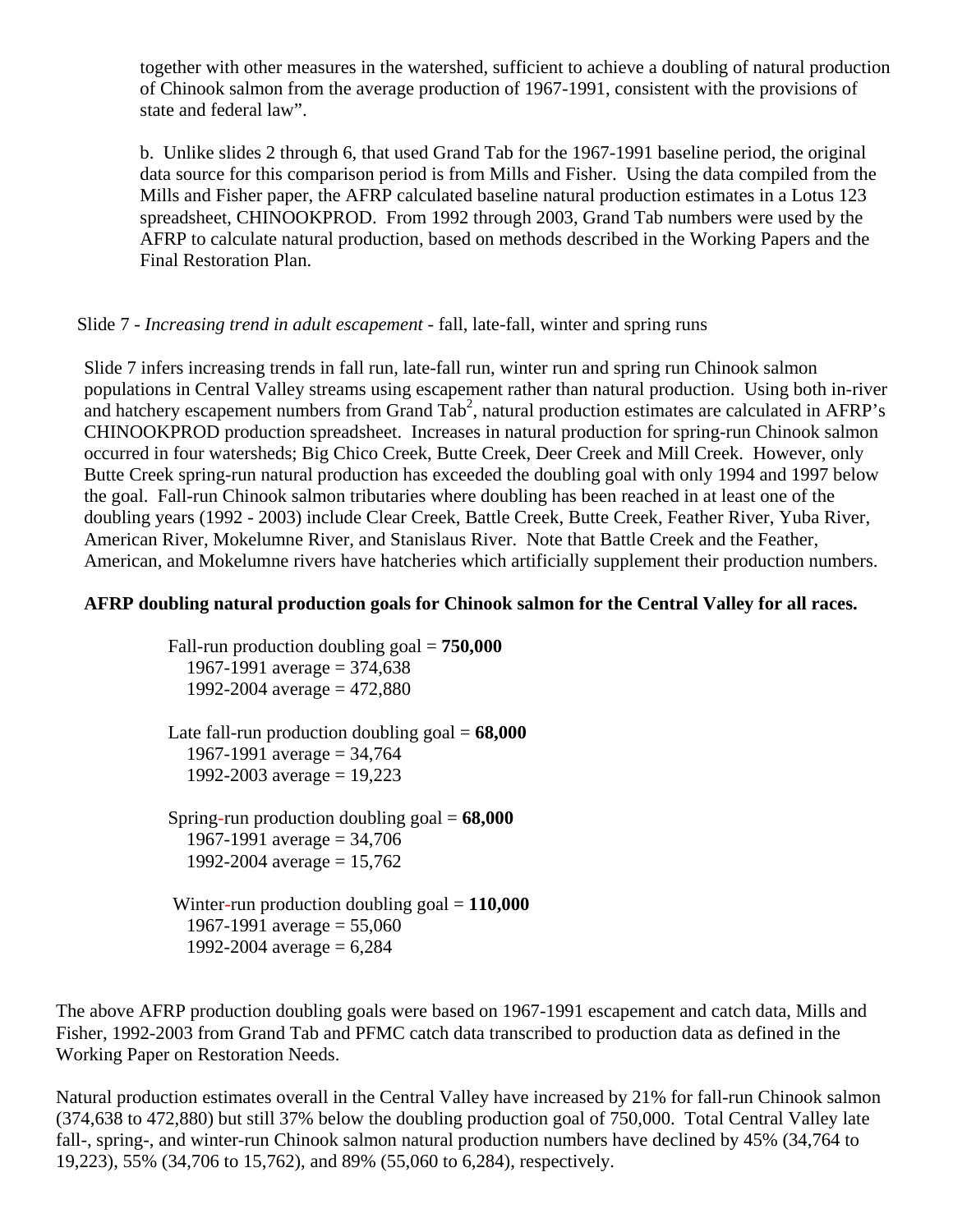together with other measures in the watershed, sufficient to achieve a doubling of natural production of Chinook salmon from the average production of 1967-1991, consistent with the provisions of state and federal law".

b. Unlike slides 2 through 6, that used Grand Tab for the 1967-1991 baseline period, the original data source for this comparison period is from Mills and Fisher. Using the data compiled from the Mills and Fisher paper, the AFRP calculated baseline natural production estimates in a Lotus 123 spreadsheet, CHINOOKPROD. From 1992 through 2003, Grand Tab numbers were used by the AFRP to calculate natural production, based on methods described in the Working Papers and the Final Restoration Plan.

Slide 7 - *Increasing trend in adult escapement* - fall, late-fall, winter and spring runs

Slide 7 infers increasing trends in fall run, late-fall run, winter run and spring run Chinook salmon populations in Central Valley streams using escapement rather than natural production. Using both in-river and hatchery escapement numbers from Grand Tab[2], natural production estimates are calculated in AFRP's CHINOOKPROD production spreadsheet. Increases in natural production for spring-run Chinook salmon occurred in four watersheds; Big Chico Creek, Butte Creek, Deer Creek and Mill Creek. However, only Butte Creek spring-run natural production has exceeded the doubling goal with only 1994 and 1997 below the goal. Fall-run Chinook salmon tributaries where doubling has been reached in at least one of the doubling years (1992 - 2003) include Clear Creek, Battle Creek, Butte Creek, Feather River, Yuba River, American River, Mokelumne River, and Stanislaus River. Note that Battle Creek and the Feather, American, and Mokelumne rivers have hatcheries which artificially supplement their production numbers.

**AFRP doubling natural production goals for Chinook salmon for the Central Valley for all races.**

Fall-run production doubling goal = **750,000**
1967-1991 average = 374,638
1992-2004 average = 472,880

Late fall-run production doubling goal = **68,000**
1967-1991 average = 34,764
1992-2003 average = 19,223

Spring-run production doubling goal = **68,000**
1967-1991 average = 34,706
1992-2004 average = 15,762

Winter-run production doubling goal = **110,000**
1967-1991 average = 55,060
1992-2004 average = 6,284

The above AFRP production doubling goals were based on 1967-1991 escapement and catch data, Mills and Fisher, 1992-2003 from Grand Tab and PFMC catch data transcribed to production data as defined in the Working Paper on Restoration Needs.

Natural production estimates overall in the Central Valley have increased by 21% for fall-run Chinook salmon (374,638 to 472,880) but still 37% below the doubling production goal of 750,000. Total Central Valley late fall-, spring-, and winter-run Chinook salmon natural production numbers have declined by 45% (34,764 to 19,223), 55% (34,706 to 15,762), and 89% (55,060 to 6,284), respectively.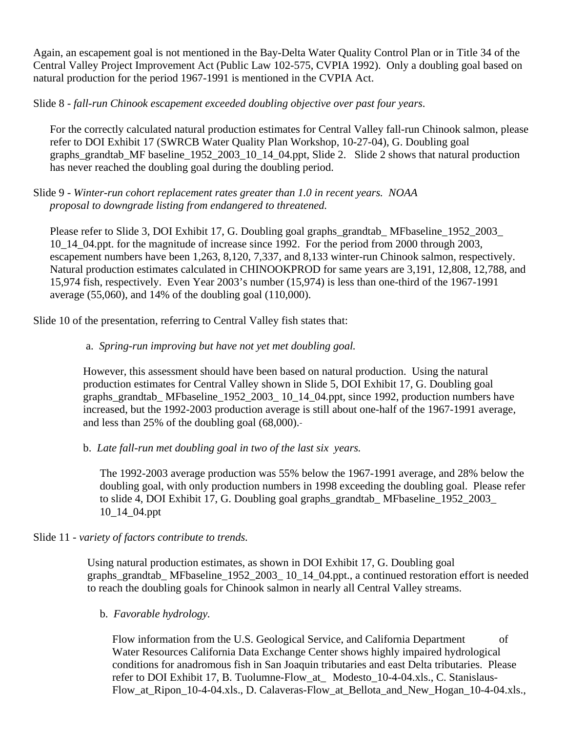Again, an escapement goal is not mentioned in the Bay-Delta Water Quality Control Plan or in Title 34 of the Central Valley Project Improvement Act (Public Law 102-575, CVPIA 1992). Only a doubling goal based on natural production for the period 1967-1991 is mentioned in the CVPIA Act.

Slide 8 - *fall-run Chinook escapement exceeded doubling objective over past four years.*

For the correctly calculated natural production estimates for Central Valley fall-run Chinook salmon, please refer to DOI Exhibit 17 (SWRCB Water Quality Plan Workshop, 10-27-04), G. Doubling goal graphs_grandtab_MF baseline_1952_2003_10_14_04.ppt, Slide 2. Slide 2 shows that natural production has never reached the doubling goal during the doubling period.

Slide 9 - *Winter-run cohort replacement rates greater than 1.0 in recent years. NOAA proposal to downgrade listing from endangered to threatened.*

Please refer to Slide 3, DOI Exhibit 17, G. Doubling goal graphs_grandtab_ MFbaseline_1952_2003_ 10_14_04.ppt. for the magnitude of increase since 1992. For the period from 2000 through 2003, escapement numbers have been 1,263, 8,120, 7,337, and 8,133 winter-run Chinook salmon, respectively. Natural production estimates calculated in CHINOOKPROD for same years are 3,191, 12,808, 12,788, and 15,974 fish, respectively. Even Year 2003's number (15,974) is less than one-third of the 1967-1991 average (55,060), and 14% of the doubling goal (110,000).

Slide 10 of the presentation, referring to Central Valley fish states that:

a. *Spring-run improving but have not yet met doubling goal.*

However, this assessment should have been based on natural production. Using the natural production estimates for Central Valley shown in Slide 5, DOI Exhibit 17, G. Doubling goal graphs_grandtab_ MFbaseline_1952_2003_ 10_14_04.ppt, since 1992, production numbers have increased, but the 1992-2003 production average is still about one-half of the 1967-1991 average, and less than 25% of the doubling goal (68,000).

b. *Late fall-run met doubling goal in two of the last six years.*

The 1992-2003 average production was 55% below the 1967-1991 average, and 28% below the doubling goal, with only production numbers in 1998 exceeding the doubling goal. Please refer to slide 4, DOI Exhibit 17, G. Doubling goal graphs_grandtab_ MFbaseline_1952_2003_ 10_14_04.ppt

Slide 11 - *variety of factors contribute to trends.*

Using natural production estimates, as shown in DOI Exhibit 17, G. Doubling goal graphs_grandtab_ MFbaseline_1952_2003_ 10_14_04.ppt., a continued restoration effort is needed to reach the doubling goals for Chinook salmon in nearly all Central Valley streams.

b. *Favorable hydrology.*

Flow information from the U.S. Geological Service, and California Department of Water Resources California Data Exchange Center shows highly impaired hydrological conditions for anadromous fish in San Joaquin tributaries and east Delta tributaries. Please refer to DOI Exhibit 17, B. Tuolumne-Flow_at_ Modesto_10-4-04.xls., C. Stanislaus-Flow_at_Ripon_10-4-04.xls., D. Calaveras-Flow_at_Bellota_and_New_Hogan_10-4-04.xls.,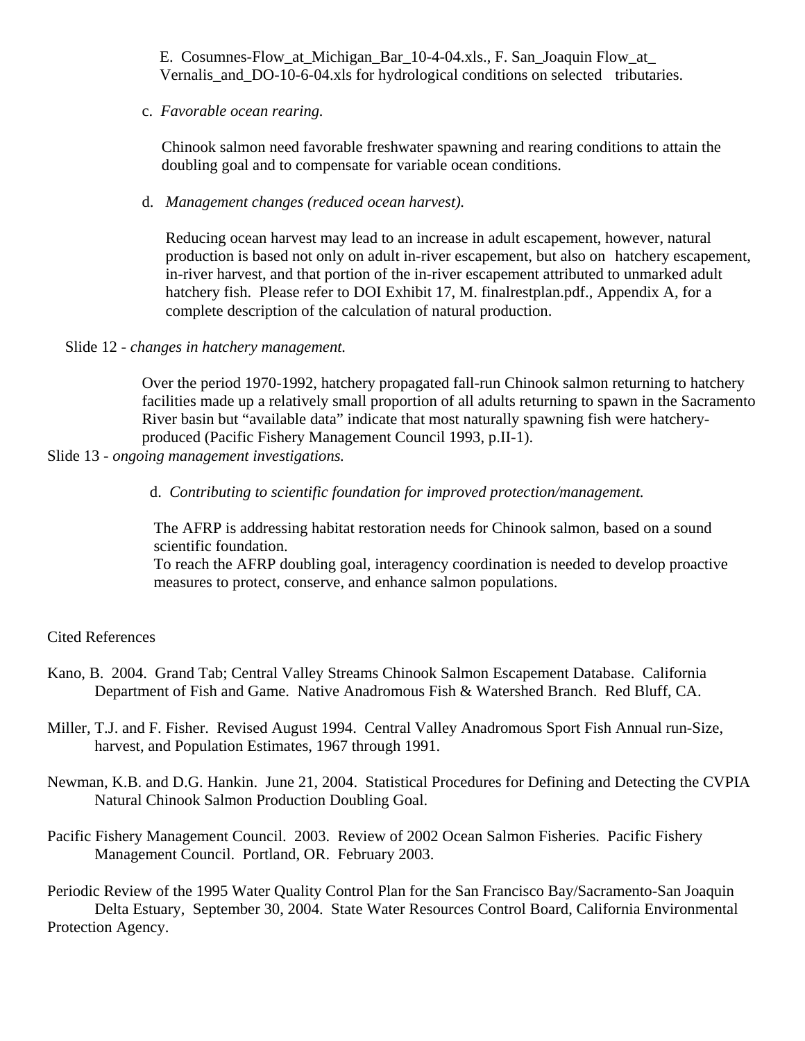E. Cosumnes-Flow_at_Michigan_Bar_10-4-04.xls., F. San_Joaquin Flow_at_ Vernalis_and_DO-10-6-04.xls for hydrological conditions on selected tributaries.

c. *Favorable ocean rearing.*

Chinook salmon need favorable freshwater spawning and rearing conditions to attain the doubling goal and to compensate for variable ocean conditions.

d. *Management changes (reduced ocean harvest).*

Reducing ocean harvest may lead to an increase in adult escapement, however, natural production is based not only on adult in-river escapement, but also on hatchery escapement, in-river harvest, and that portion of the in-river escapement attributed to unmarked adult hatchery fish. Please refer to DOI Exhibit 17, M. finalrestplan.pdf., Appendix A, for a complete description of the calculation of natural production.

Slide 12 - *changes in hatchery management.*

Over the period 1970-1992, hatchery propagated fall-run Chinook salmon returning to hatchery facilities made up a relatively small proportion of all adults returning to spawn in the Sacramento River basin but "available data" indicate that most naturally spawning fish were hatchery-produced (Pacific Fishery Management Council 1993, p.II-1).

Slide 13 - *ongoing management investigations.*

d. *Contributing to scientific foundation for improved protection/management.*

The AFRP is addressing habitat restoration needs for Chinook salmon, based on a sound scientific foundation.
To reach the AFRP doubling goal, interagency coordination is needed to develop proactive measures to protect, conserve, and enhance salmon populations.

Cited References

Kano, B. 2004. Grand Tab; Central Valley Streams Chinook Salmon Escapement Database. California Department of Fish and Game. Native Anadromous Fish & Watershed Branch. Red Bluff, CA.

Miller, T.J. and F. Fisher. Revised August 1994. Central Valley Anadromous Sport Fish Annual run-Size, harvest, and Population Estimates, 1967 through 1991.

Newman, K.B. and D.G. Hankin. June 21, 2004. Statistical Procedures for Defining and Detecting the CVPIA Natural Chinook Salmon Production Doubling Goal.

Pacific Fishery Management Council. 2003. Review of 2002 Ocean Salmon Fisheries. Pacific Fishery Management Council. Portland, OR. February 2003.

Periodic Review of the 1995 Water Quality Control Plan for the San Francisco Bay/Sacramento-San Joaquin Delta Estuary, September 30, 2004. State Water Resources Control Board, California Environmental Protection Agency.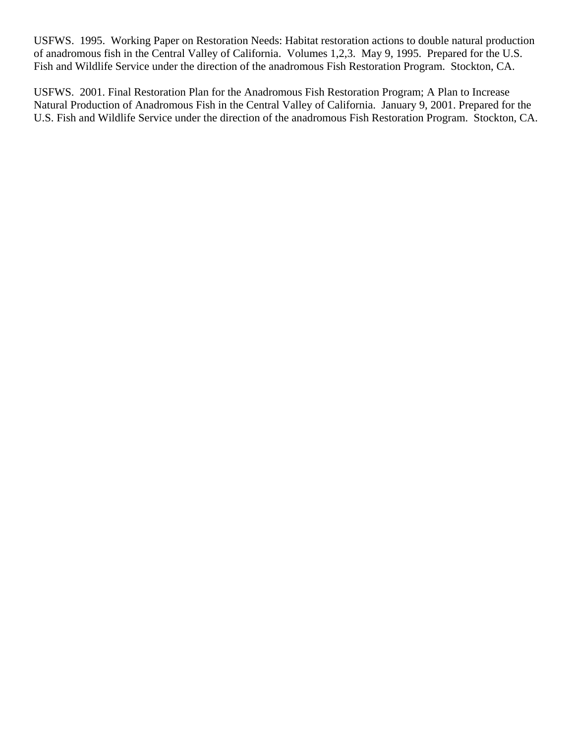USFWS. 1995. Working Paper on Restoration Needs: Habitat restoration actions to double natural production of anadromous fish in the Central Valley of California. Volumes 1,2,3. May 9, 1995. Prepared for the U.S. Fish and Wildlife Service under the direction of the anadromous Fish Restoration Program. Stockton, CA.

USFWS. 2001. Final Restoration Plan for the Anadromous Fish Restoration Program; A Plan to Increase Natural Production of Anadromous Fish in the Central Valley of California. January 9, 2001. Prepared for the U.S. Fish and Wildlife Service under the direction of the anadromous Fish Restoration Program. Stockton, CA.